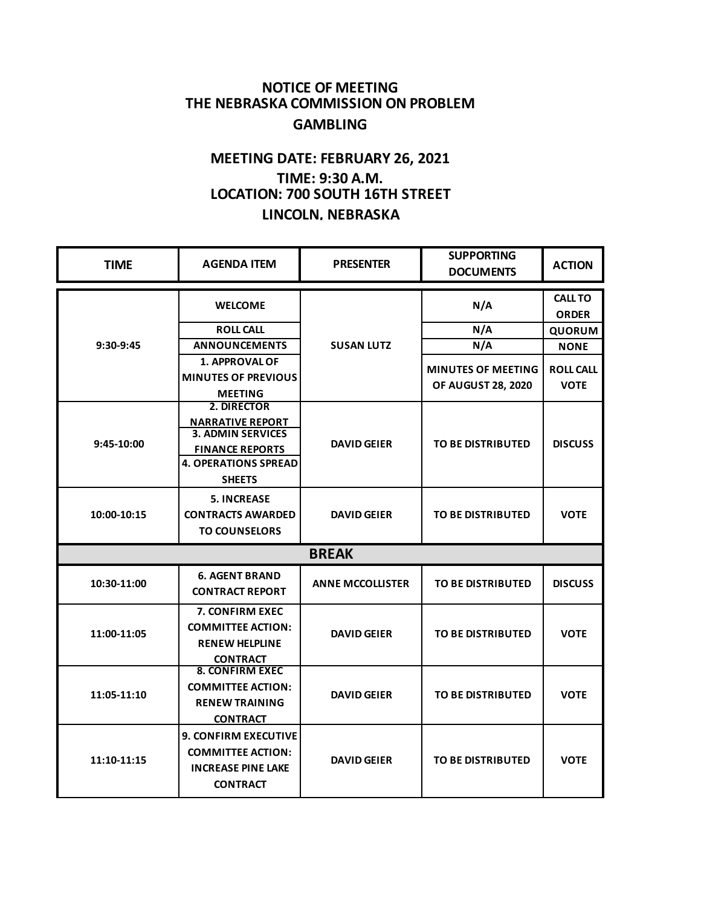# NOTICE OF MEETING
# THE NEBRASKA COMMISSION ON PROBLEM GAMBLING

## MEETING DATE: FEBRUARY 26, 2021
## TIME: 9:30 A.M.
## LOCATION: 700 SOUTH 16TH STREET
## LINCOLN, NEBRASKA

| TIME | AGENDA ITEM | PRESENTER | SUPPORTING DOCUMENTS | ACTION |
|---|---|---|---|---|
| 9:30-9:45 | WELCOME | SUSAN LUTZ | N/A | CALL TO ORDER |
| | ROLL CALL | | N/A | QUORUM |
| | ANNOUNCEMENTS | | N/A | NONE |
| | 1. APPROVAL OF MINUTES OF PREVIOUS MEETING | | MINUTES OF MEETING OF AUGUST 28, 2020 | ROLL CALL VOTE |
| 9:45-10:00 | 2. DIRECTOR NARRATIVE REPORT | DAVID GEIER | TO BE DISTRIBUTED | DISCUSS |
| | 3. ADMIN SERVICES FINANCE REPORTS | | | |
| | 4. OPERATIONS SPREAD SHEETS | | | |
| 10:00-10:15 | 5. INCREASE CONTRACTS AWARDED TO COUNSELORS | DAVID GEIER | TO BE DISTRIBUTED | VOTE |
| **BREAK** | | | | |
| 10:30-11:00 | 6. AGENT BRAND CONTRACT REPORT | ANNE MCCOLLISTER | TO BE DISTRIBUTED | DISCUSS |
| 11:00-11:05 | 7. CONFIRM EXEC COMMITTEE ACTION: RENEW HELPLINE CONTRACT | DAVID GEIER | TO BE DISTRIBUTED | VOTE |
| 11:05-11:10 | 8. CONFIRM EXEC COMMITTEE ACTION: RENEW TRAINING CONTRACT | DAVID GEIER | TO BE DISTRIBUTED | VOTE |
| 11:10-11:15 | 9. CONFIRM EXECUTIVE COMMITTEE ACTION: INCREASE PINE LAKE CONTRACT | DAVID GEIER | TO BE DISTRIBUTED | VOTE |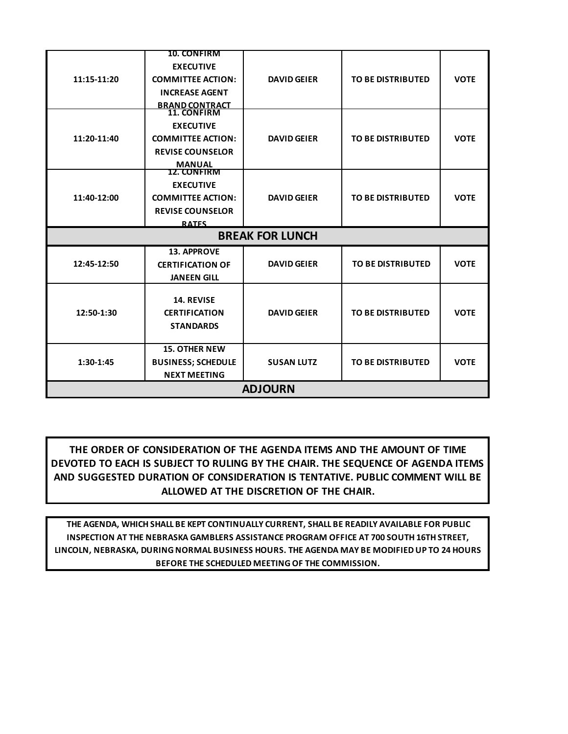| | | | | |
|---|---|---|---|---|
| 11:15-11:20 | 10. CONFIRM EXECUTIVE COMMITTEE ACTION: INCREASE AGENT BRAND CONTRACT | DAVID GEIER | TO BE DISTRIBUTED | VOTE |
| 11:20-11:40 | 11. CONFIRM EXECUTIVE COMMITTEE ACTION: REVISE COUNSELOR MANUAL | DAVID GEIER | TO BE DISTRIBUTED | VOTE |
| 11:40-12:00 | 12. CONFIRM EXECUTIVE COMMITTEE ACTION: REVISE COUNSELOR RATES | DAVID GEIER | TO BE DISTRIBUTED | VOTE |
| **BREAK FOR LUNCH** | | | | |
| 12:45-12:50 | 13. APPROVE CERTIFICATION OF JANEEN GILL | DAVID GEIER | TO BE DISTRIBUTED | VOTE |
| 12:50-1:30 | 14. REVISE CERTIFICATION STANDARDS | DAVID GEIER | TO BE DISTRIBUTED | VOTE |
| 1:30-1:45 | 15. OTHER NEW BUSINESS; SCHEDULE NEXT MEETING | SUSAN LUTZ | TO BE DISTRIBUTED | VOTE |
| **ADJOURN** | | | | |

**THE ORDER OF CONSIDERATION OF THE AGENDA ITEMS AND THE AMOUNT OF TIME DEVOTED TO EACH IS SUBJECT TO RULING BY THE CHAIR. THE SEQUENCE OF AGENDA ITEMS AND SUGGESTED DURATION OF CONSIDERATION IS TENTATIVE. PUBLIC COMMENT WILL BE ALLOWED AT THE DISCRETION OF THE CHAIR.**

**THE AGENDA, WHICH SHALL BE KEPT CONTINUALLY CURRENT, SHALL BE READILY AVAILABLE FOR PUBLIC INSPECTION AT THE NEBRASKA GAMBLERS ASSISTANCE PROGRAM OFFICE AT 700 SOUTH 16TH STREET, LINCOLN, NEBRASKA, DURING NORMAL BUSINESS HOURS. THE AGENDA MAY BE MODIFIED UP TO 24 HOURS BEFORE THE SCHEDULED MEETING OF THE COMMISSION.**